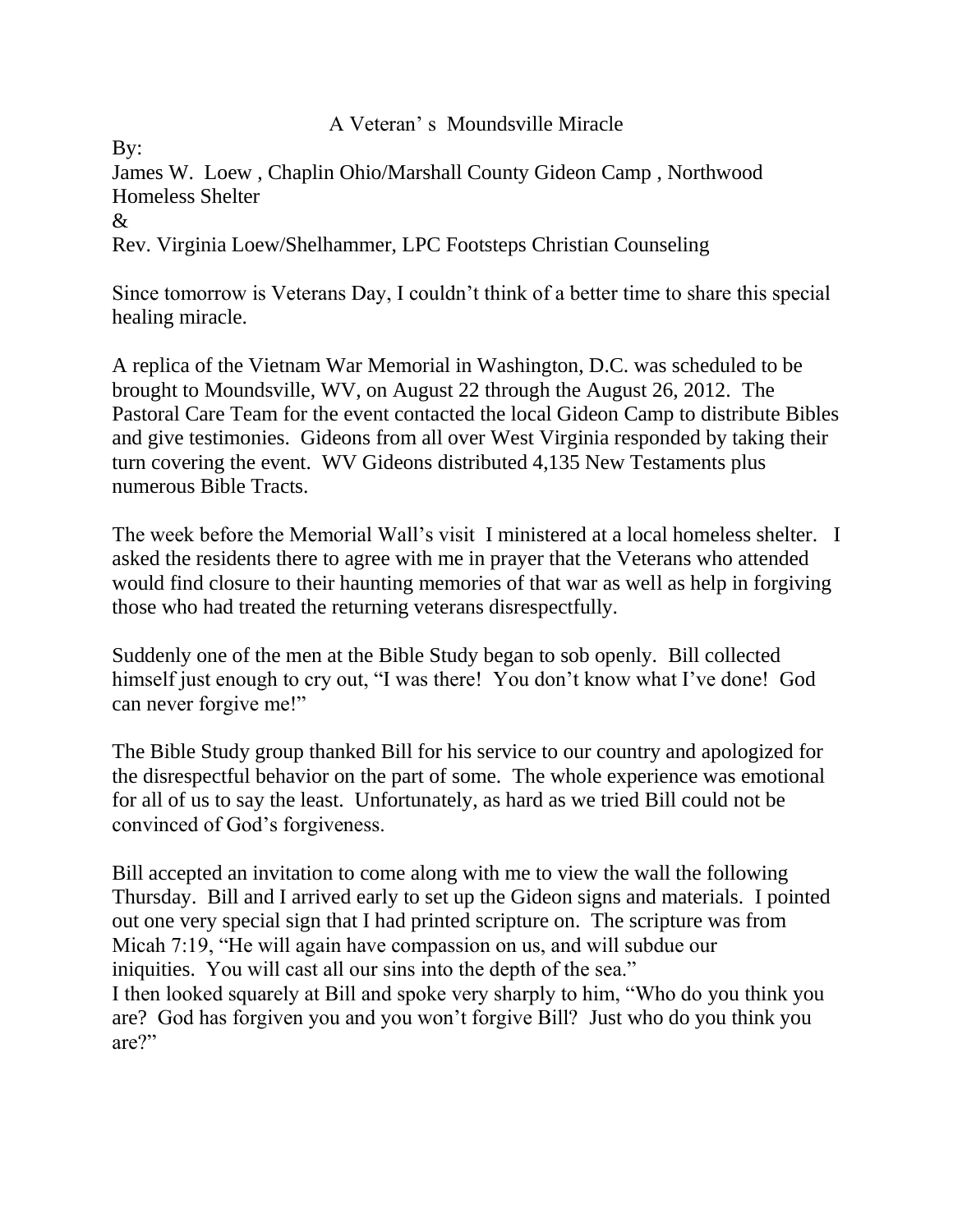# A Veteran' s Moundsville Miracle

By:
James W. Loew , Chaplin Ohio/Marshall County Gideon Camp , Northwood Homeless Shelter
&
Rev. Virginia Loew/Shelhammer, LPC Footsteps Christian Counseling

Since tomorrow is Veterans Day, I couldn't think of a better time to share this special healing miracle.

A replica of the Vietnam War Memorial in Washington, D.C. was scheduled to be brought to Moundsville, WV, on August 22 through the August 26, 2012. The Pastoral Care Team for the event contacted the local Gideon Camp to distribute Bibles and give testimonies. Gideons from all over West Virginia responded by taking their turn covering the event. WV Gideons distributed 4,135 New Testaments plus numerous Bible Tracts.

The week before the Memorial Wall's visit I ministered at a local homeless shelter. I asked the residents there to agree with me in prayer that the Veterans who attended would find closure to their haunting memories of that war as well as help in forgiving those who had treated the returning veterans disrespectfully.

Suddenly one of the men at the Bible Study began to sob openly. Bill collected himself just enough to cry out, "I was there! You don't know what I've done! God can never forgive me!"

The Bible Study group thanked Bill for his service to our country and apologized for the disrespectful behavior on the part of some. The whole experience was emotional for all of us to say the least. Unfortunately, as hard as we tried Bill could not be convinced of God's forgiveness.

Bill accepted an invitation to come along with me to view the wall the following Thursday. Bill and I arrived early to set up the Gideon signs and materials. I pointed out one very special sign that I had printed scripture on. The scripture was from Micah 7:19, "He will again have compassion on us, and will subdue our iniquities. You will cast all our sins into the depth of the sea."
I then looked squarely at Bill and spoke very sharply to him, "Who do you think you are? God has forgiven you and you won't forgive Bill? Just who do you think you are?"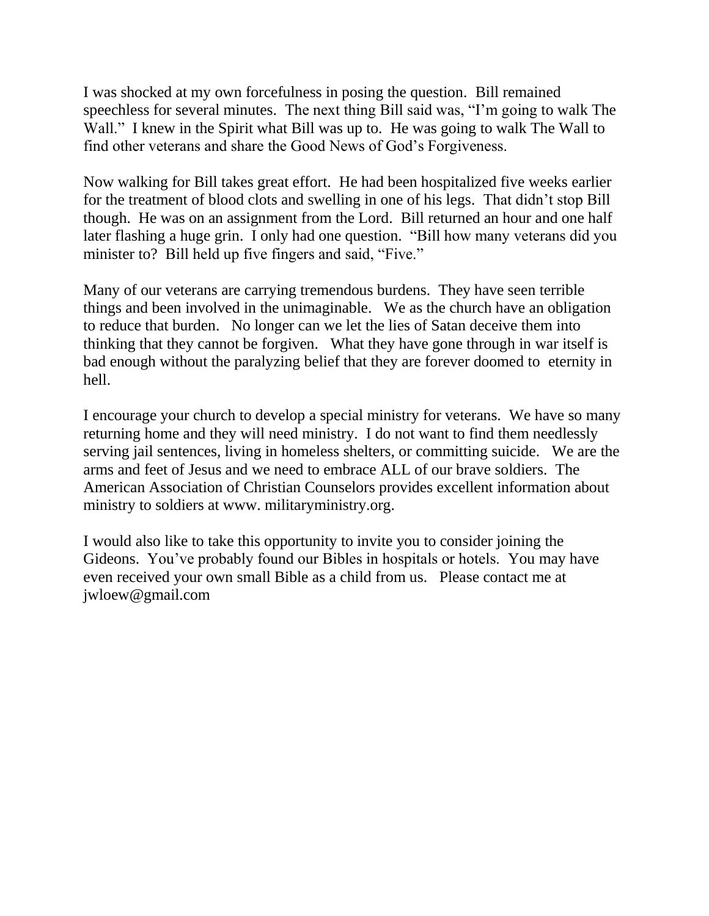I was shocked at my own forcefulness in posing the question. Bill remained speechless for several minutes. The next thing Bill said was, "I'm going to walk The Wall." I knew in the Spirit what Bill was up to. He was going to walk The Wall to find other veterans and share the Good News of God's Forgiveness.

Now walking for Bill takes great effort. He had been hospitalized five weeks earlier for the treatment of blood clots and swelling in one of his legs. That didn't stop Bill though. He was on an assignment from the Lord. Bill returned an hour and one half later flashing a huge grin. I only had one question. "Bill how many veterans did you minister to? Bill held up five fingers and said, "Five."

Many of our veterans are carrying tremendous burdens. They have seen terrible things and been involved in the unimaginable. We as the church have an obligation to reduce that burden. No longer can we let the lies of Satan deceive them into thinking that they cannot be forgiven. What they have gone through in war itself is bad enough without the paralyzing belief that they are forever doomed to eternity in hell.

I encourage your church to develop a special ministry for veterans. We have so many returning home and they will need ministry. I do not want to find them needlessly serving jail sentences, living in homeless shelters, or committing suicide. We are the arms and feet of Jesus and we need to embrace ALL of our brave soldiers. The American Association of Christian Counselors provides excellent information about ministry to soldiers at www. militaryministry.org.

I would also like to take this opportunity to invite you to consider joining the Gideons. You've probably found our Bibles in hospitals or hotels. You may have even received your own small Bible as a child from us. Please contact me at jwloew@gmail.com